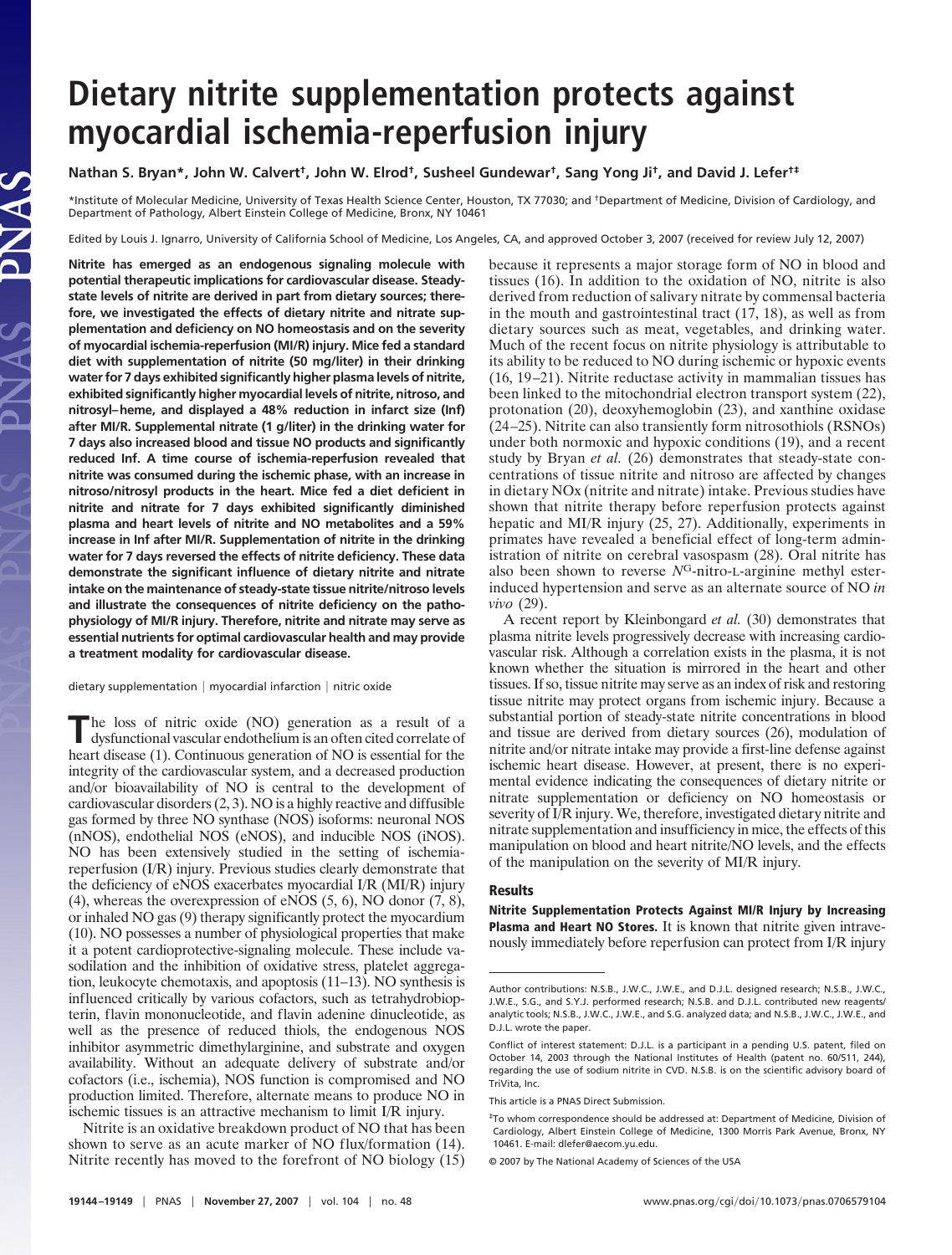# Dietary nitrite supplementation protects against myocardial ischemia-reperfusion injury

**Nathan S. Bryan[\*], John W. Calvert[†], John W. Elrod[†], Susheel Gundewar[†], Sang Yong Ji[†], and David J. Lefer[†‡]**

[\*]Institute of Molecular Medicine, University of Texas Health Science Center, Houston, TX 77030; and [†]Department of Medicine, Division of Cardiology, and Department of Pathology, Albert Einstein College of Medicine, Bronx, NY 10461

Edited by Louis J. Ignarro, University of California School of Medicine, Los Angeles, CA, and approved October 3, 2007 (received for review July 12, 2007)

**Nitrite has emerged as an endogenous signaling molecule with potential therapeutic implications for cardiovascular disease. Steady-state levels of nitrite are derived in part from dietary sources; therefore, we investigated the effects of dietary nitrite and nitrate supplementation and deficiency on NO homeostasis and on the severity of myocardial ischemia-reperfusion (MI/R) injury. Mice fed a standard diet with supplementation of nitrite (50 mg/liter) in their drinking water for 7 days exhibited significantly higher plasma levels of nitrite, exhibited significantly higher myocardial levels of nitrite, nitroso, and nitrosyl–heme, and displayed a 48% reduction in infarct size (Inf) after MI/R. Supplemental nitrate (1 g/liter) in the drinking water for 7 days also increased blood and tissue NO products and significantly reduced Inf. A time course of ischemia-reperfusion revealed that nitrite was consumed during the ischemic phase, with an increase in nitroso/nitrosyl products in the heart. Mice fed a diet deficient in nitrite and nitrate for 7 days exhibited significantly diminished plasma and heart levels of nitrite and NO metabolites and a 59% increase in Inf after MI/R. Supplementation of nitrite in the drinking water for 7 days reversed the effects of nitrite deficiency. These data demonstrate the significant influence of dietary nitrite and nitrate intake on the maintenance of steady-state tissue nitrite/nitroso levels and illustrate the consequences of nitrite deficiency on the pathophysiology of MI/R injury. Therefore, nitrite and nitrate may serve as essential nutrients for optimal cardiovascular health and may provide a treatment modality for cardiovascular disease.**

dietary supplementation | myocardial infarction | nitric oxide

The loss of nitric oxide (NO) generation as a result of a dysfunctional vascular endothelium is an often cited correlate of heart disease (1). Continuous generation of NO is essential for the integrity of the cardiovascular system, and a decreased production and/or bioavailability of NO is central to the development of cardiovascular disorders (2, 3). NO is a highly reactive and diffusible gas formed by three NO synthase (NOS) isoforms: neuronal NOS (nNOS), endothelial NOS (eNOS), and inducible NOS (iNOS). NO has been extensively studied in the setting of ischemia-reperfusion (I/R) injury. Previous studies clearly demonstrate that the deficiency of eNOS exacerbates myocardial I/R (MI/R) injury (4), whereas the overexpression of eNOS (5, 6), NO donor (7, 8), or inhaled NO gas (9) therapy significantly protect the myocardium (10). NO possesses a number of physiological properties that make it a potent cardioprotective-signaling molecule. These include vasodilation and the inhibition of oxidative stress, platelet aggregation, leukocyte chemotaxis, and apoptosis (11–13). NO synthesis is influenced critically by various cofactors, such as tetrahydrobiopterin, flavin mononucleotide, and flavin adenine dinucleotide, as well as the presence of reduced thiols, the endogenous NOS inhibitor asymmetric dimethylarginine, and substrate and oxygen availability. Without an adequate delivery of substrate and/or cofactors (i.e., ischemia), NOS function is compromised and NO production limited. Therefore, alternate means to produce NO in ischemic tissues is an attractive mechanism to limit I/R injury.

Nitrite is an oxidative breakdown product of NO that has been shown to serve as an acute marker of NO flux/formation (14). Nitrite recently has moved to the forefront of NO biology (15) because it represents a major storage form of NO in blood and tissues (16). In addition to the oxidation of NO, nitrite is also derived from reduction of salivary nitrate by commensal bacteria in the mouth and gastrointestinal tract (17, 18), as well as from dietary sources such as meat, vegetables, and drinking water. Much of the recent focus on nitrite physiology is attributable to its ability to be reduced to NO during ischemic or hypoxic events (16, 19–21). Nitrite reductase activity in mammalian tissues has been linked to the mitochondrial electron transport system (22), protonation (20), deoxyhemoglobin (23), and xanthine oxidase (24–25). Nitrite can also transiently form nitrosothiols (RSNOs) under both normoxic and hypoxic conditions (19), and a recent study by Bryan *et al.* (26) demonstrates that steady-state concentrations of tissue nitrite and nitroso are affected by changes in dietary NOx (nitrite and nitrate) intake. Previous studies have shown that nitrite therapy before reperfusion protects against hepatic and MI/R injury (25, 27). Additionally, experiments in primates have revealed a beneficial effect of long-term administration of nitrite on cerebral vasospasm (28). Oral nitrite has also been shown to reverse $N^G$-nitro-L-arginine methyl ester-induced hypertension and serve as an alternate source of NO *in vivo* (29).

A recent report by Kleinbongard *et al.* (30) demonstrates that plasma nitrite levels progressively decrease with increasing cardiovascular risk. Although a correlation exists in the plasma, it is not known whether the situation is mirrored in the heart and other tissues. If so, tissue nitrite may serve as an index of risk and restoring tissue nitrite may protect organs from ischemic injury. Because a substantial portion of steady-state nitrite concentrations in blood and tissue are derived from dietary sources (26), modulation of nitrite and/or nitrate intake may provide a first-line defense against ischemic heart disease. However, at present, there is no experimental evidence indicating the consequences of dietary nitrite or nitrate supplementation or deficiency on NO homeostasis or severity of I/R injury. We, therefore, investigated dietary nitrite and nitrate supplementation and insufficiency in mice, the effects of this manipulation on blood and heart nitrite/NO levels, and the effects of the manipulation on the severity of MI/R injury.

## Results

**Nitrite Supplementation Protects Against MI/R Injury by Increasing Plasma and Heart NO Stores.** It is known that nitrite given intravenously immediately before reperfusion can protect from I/R injury

---

Author contributions: N.S.B., J.W.C., J.W.E., and D.J.L. designed research; N.S.B., J.W.C., J.W.E., S.G., and S.Y.J. performed research; N.S.B. and D.J.L. contributed new reagents/analytic tools; N.S.B., J.W.C., J.W.E., and S.G. analyzed data; and N.S.B., J.W.C., J.W.E., and D.J.L. wrote the paper.

Conflict of interest statement: D.J.L. is a participant in a pending U.S. patent, filed on October 14, 2003 through the National Institutes of Health (patent no. 60/511, 244), regarding the use of sodium nitrite in CVD. N.S.B. is on the scientific advisory board of TriVita, Inc.

This article is a PNAS Direct Submission.

[‡]To whom correspondence should be addressed at: Department of Medicine, Division of Cardiology, Albert Einstein College of Medicine, 1300 Morris Park Avenue, Bronx, NY 10461. E-mail: dlefer@aecom.yu.edu.

© 2007 by The National Academy of Sciences of the USA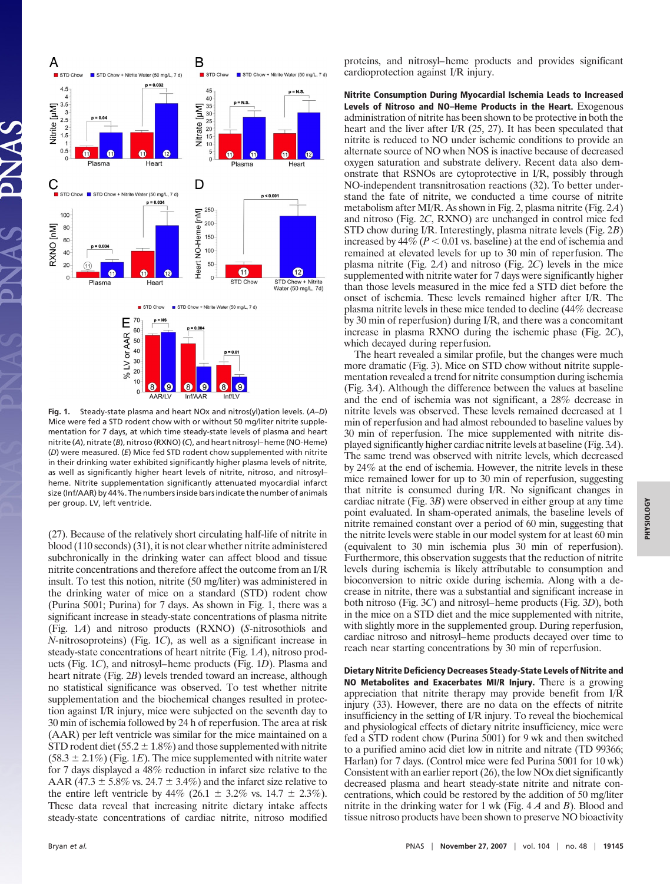**Fig. 1.** Steady-state plasma and heart NOx and nitros(yl)ation levels. (*A–D*) Mice were fed a STD rodent chow with or without 50 mg/liter nitrite supplementation for 7 days, at which time steady-state levels of plasma and heart nitrite (*A*), nitrate (*B*), nitroso (RXNO) (*C*), and heart nitrosyl–heme (NO-Heme) (*D*) were measured. (*E*) Mice fed STD rodent chow supplemented with nitrite in their drinking water exhibited significantly higher plasma levels of nitrite, as well as significantly higher heart levels of nitrite, nitroso, and nitrosyl–heme. Nitrite supplementation significantly attenuated myocardial infarct size (Inf/AAR) by 44%. The numbers inside bars indicate the number of animals per group. LV, left ventricle.

(27). Because of the relatively short circulating half-life of nitrite in blood (110 seconds) (31), it is not clear whether nitrite administered subchronically in the drinking water can affect blood and tissue nitrite concentrations and therefore affect the outcome from an I/R insult. To test this notion, nitrite (50 mg/liter) was administered in the drinking water of mice on a standard (STD) rodent chow (Purina 5001; Purina) for 7 days. As shown in Fig. 1, there was a significant increase in steady-state concentrations of plasma nitrite (Fig. 1*A*) and nitroso products (RXNO) (*S*-nitrosothiols and *N*-nitrosoproteins) (Fig. 1*C*), as well as a significant increase in steady-state concentrations of heart nitrite (Fig. 1*A*), nitroso products (Fig. 1*C*), and nitrosyl–heme products (Fig. 1*D*). Plasma and heart nitrate (Fig. 2*B*) levels trended toward an increase, although no statistical significance was observed. To test whether nitrite supplementation and the biochemical changes resulted in protection against I/R injury, mice were subjected on the seventh day to 30 min of ischemia followed by 24 h of reperfusion. The area at risk (AAR) per left ventricle was similar for the mice maintained on a STD rodent diet (55.2 ± 1.8%) and those supplemented with nitrite (58.3 ± 2.1%) (Fig. 1*E*). The mice supplemented with nitrite water for 7 days displayed a 48% reduction in infarct size relative to the AAR (47.3 ± 5.8% vs. 24.7 ± 3.4%) and the infarct size relative to the entire left ventricle by 44% (26.1 ± 3.2% vs. 14.7 ± 2.3%). These data reveal that increasing nitrite dietary intake affects steady-state concentrations of cardiac nitrite, nitroso modified proteins, and nitrosyl–heme products and provides significant cardioprotection against I/R injury.

**Nitrite Consumption During Myocardial Ischemia Leads to Increased Levels of Nitroso and NO–Heme Products in the Heart.** Exogenous administration of nitrite has been shown to be protective in both the heart and the liver after I/R (25, 27). It has been speculated that nitrite is reduced to NO under ischemic conditions to provide an alternate source of NO when NOS is inactive because of decreased oxygen saturation and substrate delivery. Recent data also demonstrate that RSNOs are cytoprotective in I/R, possibly through NO-independent transnitrosation reactions (32). To better understand the fate of nitrite, we conducted a time course of nitrite metabolism after MI/R. As shown in Fig. 2, plasma nitrite (Fig. 2*A*) and nitroso (Fig. 2*C*, RXNO) are unchanged in control mice fed STD chow during I/R. Interestingly, plasma nitrate levels (Fig. 2*B*) increased by 44% ($P < 0.01$ vs. baseline) at the end of ischemia and remained at elevated levels for up to 30 min of reperfusion. The plasma nitrite (Fig. 2*A*) and nitroso (Fig. 2*C*) levels in the mice supplemented with nitrite water for 7 days were significantly higher than those levels measured in the mice fed a STD diet before the onset of ischemia. These levels remained higher after I/R. The plasma nitrite levels in these mice tended to decline (44% decrease by 30 min of reperfusion) during I/R, and there was a concomitant increase in plasma RXNO during the ischemic phase (Fig. 2*C*), which decayed during reperfusion.

The heart revealed a similar profile, but the changes were much more dramatic (Fig. 3). Mice on STD chow without nitrite supplementation revealed a trend for nitrite consumption during ischemia (Fig. 3*A*). Although the difference between the values at baseline and the end of ischemia was not significant, a 28% decrease in nitrite levels was observed. These levels remained decreased at 1 min of reperfusion and had almost rebounded to baseline values by 30 min of reperfusion. The mice supplemented with nitrite displayed significantly higher cardiac nitrite levels at baseline (Fig. 3*A*). The same trend was observed with nitrite levels, which decreased by 24% at the end of ischemia. However, the nitrite levels in these mice remained lower for up to 30 min of reperfusion, suggesting that nitrite is consumed during I/R. No significant changes in cardiac nitrate (Fig. 3*B*) were observed in either group at any time point evaluated. In sham-operated animals, the baseline levels of nitrite remained constant over a period of 60 min, suggesting that the nitrite levels were stable in our model system for at least 60 min (equivalent to 30 min ischemia plus 30 min of reperfusion). Furthermore, this observation suggests that the reduction of nitrite levels during ischemia is likely attributable to consumption and bioconversion to nitric oxide during ischemia. Along with a decrease in nitrite, there was a substantial and significant increase in both nitroso (Fig. 3*C*) and nitrosyl–heme products (Fig. 3*D*), both in the mice on a STD diet and the mice supplemented with nitrite, with slightly more in the supplemented group. During reperfusion, cardiac nitroso and nitrosyl–heme products decayed over time to reach near starting concentrations by 30 min of reperfusion.

**Dietary Nitrite Deficiency Decreases Steady-State Levels of Nitrite and NO Metabolites and Exacerbates MI/R Injury.** There is a growing appreciation that nitrite therapy may provide benefit from I/R injury (33). However, there are no data on the effects of nitrite insufficiency in the setting of I/R injury. To reveal the biochemical and physiological effects of dietary nitrite insufficiency, mice were fed a STD rodent chow (Purina 5001) for 9 wk and then switched to a purified amino acid diet low in nitrite and nitrate (TD 99366; Harlan) for 7 days. (Control mice were fed Purina 5001 for 10 wk) Consistent with an earlier report (26), the low NOx diet significantly decreased plasma and heart steady-state nitrite and nitrate concentrations, which could be restored by the addition of 50 mg/liter nitrite in the drinking water for 1 wk (Fig. 4 *A* and *B*). Blood and tissue nitroso products have been shown to preserve NO bioactivity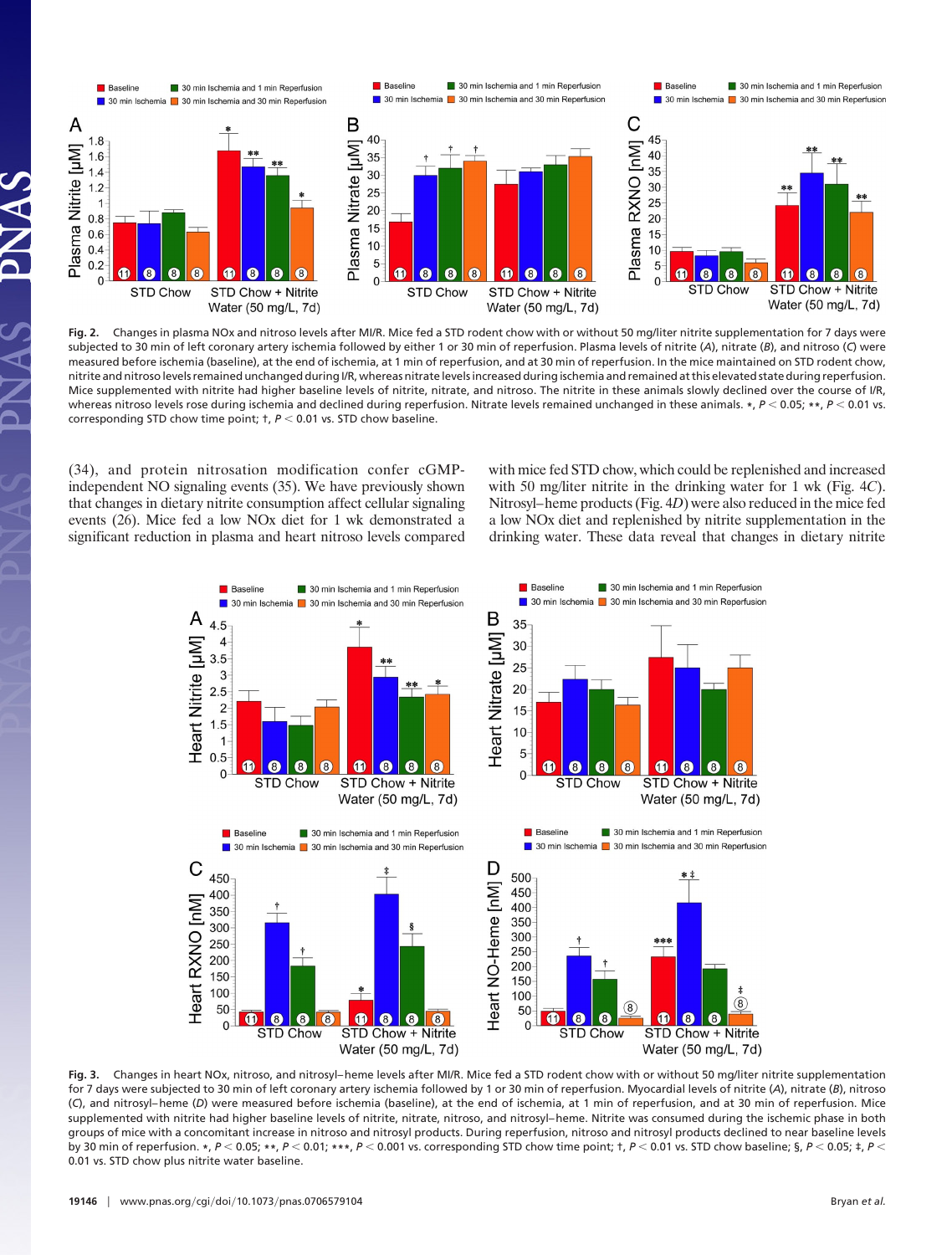**Fig. 2.** Changes in plasma NOx and nitroso levels after MI/R. Mice fed a STD rodent chow with or without 50 mg/liter nitrite supplementation for 7 days were subjected to 30 min of left coronary artery ischemia followed by either 1 or 30 min of reperfusion. Plasma levels of nitrite (*A*), nitrate (*B*), and nitroso (*C*) were measured before ischemia (baseline), at the end of ischemia, at 1 min of reperfusion, and at 30 min of reperfusion. In the mice maintained on STD rodent chow, nitrite and nitroso levels remained unchanged during I/R, whereas nitrate levels increased during ischemia and remained at this elevated state during reperfusion. Mice supplemented with nitrite had higher baseline levels of nitrite, nitrate, and nitroso. The nitrite in these animals slowly declined over the course of I/R, whereas nitroso levels rose during ischemia and declined during reperfusion. Nitrate levels remained unchanged in these animals. *, $P < 0.05$; **, $P < 0.01$ vs. corresponding STD chow time point; †, $P < 0.01$ vs. STD chow baseline.

(34), and protein nitrosation modification confer cGMP-independent NO signaling events (35). We have previously shown that changes in dietary nitrite consumption affect cellular signaling events (26). Mice fed a low NOx diet for 1 wk demonstrated a significant reduction in plasma and heart nitroso levels compared with mice fed STD chow, which could be replenished and increased with 50 mg/liter nitrite in the drinking water for 1 wk (Fig. 4*C*). Nitrosyl–heme products (Fig. 4*D*) were also reduced in the mice fed a low NOx diet and replenished by nitrite supplementation in the drinking water. These data reveal that changes in dietary nitrite

**Fig. 3.** Changes in heart NOx, nitroso, and nitrosyl–heme levels after MI/R. Mice fed a STD rodent chow with or without 50 mg/liter nitrite supplementation for 7 days were subjected to 30 min of left coronary artery ischemia followed by 1 or 30 min of reperfusion. Myocardial levels of nitrite (*A*), nitrate (*B*), nitroso (*C*), and nitrosyl–heme (*D*) were measured before ischemia (baseline), at the end of ischemia, at 1 min of reperfusion, and at 30 min of reperfusion. Mice supplemented with nitrite had higher baseline levels of nitrite, nitrate, nitroso, and nitrosyl–heme. Nitrite was consumed during the ischemic phase in both groups of mice with a concomitant increase in nitroso and nitrosyl products. During reperfusion, nitroso and nitrosyl products declined to near baseline levels by 30 min of reperfusion. *, $P < 0.05$; **, $P < 0.01$; ***, $P < 0.001$ vs. corresponding STD chow time point; †, $P < 0.01$ vs. STD chow baseline; §, $P < 0.05$; ‡, $P < 0.01$ vs. STD chow plus nitrite water baseline.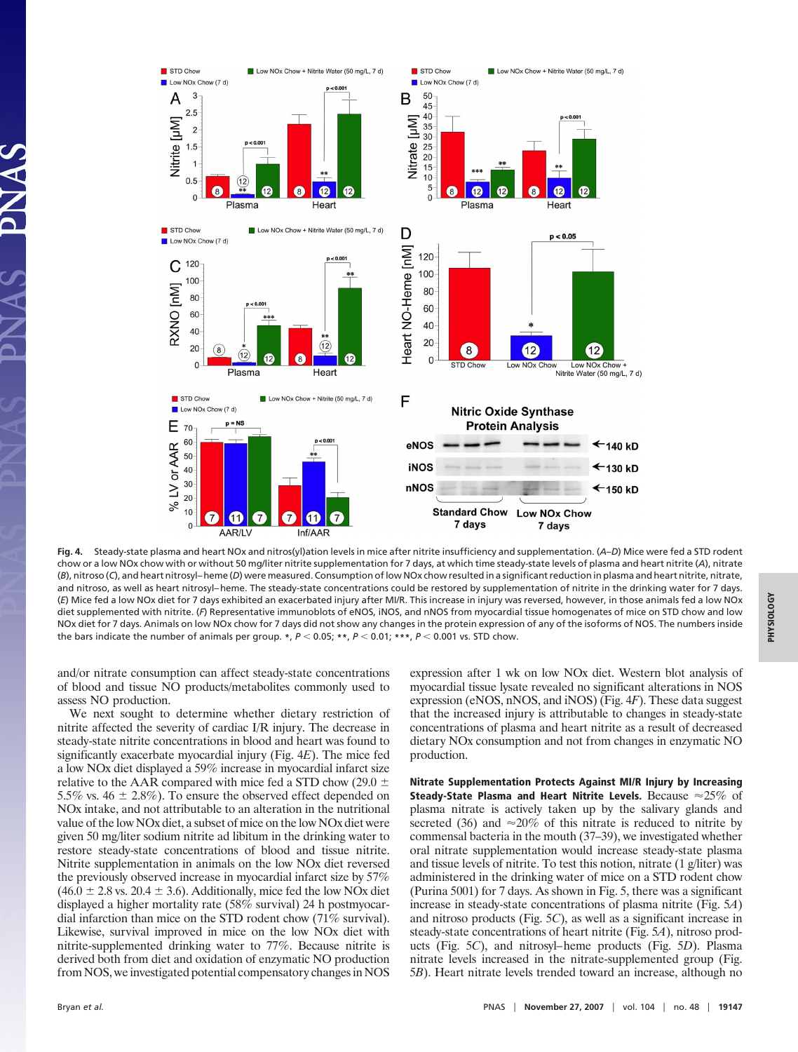**Fig. 4.** Steady-state plasma and heart NOx and nitros(yl)ation levels in mice after nitrite insufficiency and supplementation. (*A*–*D*) Mice were fed a STD rodent chow or a low NOx chow with or without 50 mg/liter nitrite supplementation for 7 days, at which time steady-state levels of plasma and heart nitrite (*A*), nitrate (*B*), nitroso (*C*), and heart nitrosyl–heme (*D*) were measured. Consumption of low NOx chow resulted in a significant reduction in plasma and heart nitrite, nitrate, and nitroso, as well as heart nitrosyl–heme. The steady-state concentrations could be restored by supplementation of nitrite in the drinking water for 7 days. (*E*) Mice fed a low NOx diet for 7 days exhibited an exacerbated injury after MI/R. This increase in injury was reversed, however, in those animals fed a low NOx diet supplemented with nitrite. (*F*) Representative immunoblots of eNOS, iNOS, and nNOS from myocardial tissue homogenates of mice on STD chow and low NOx diet for 7 days. Animals on low NOx chow for 7 days did not show any changes in the protein expression of any of the isoforms of NOS. The numbers inside the bars indicate the number of animals per group. *, $P < 0.05$; **, $P < 0.01$; ***, $P < 0.001$ vs. STD chow.

and/or nitrate consumption can affect steady-state concentrations of blood and tissue NO products/metabolites commonly used to assess NO production.

We next sought to determine whether dietary restriction of nitrite affected the severity of cardiac I/R injury. The decrease in steady-state nitrite concentrations in blood and heart was found to significantly exacerbate myocardial injury (Fig. 4*E*). The mice fed a low NOx diet displayed a 59% increase in myocardial infarct size relative to the AAR compared with mice fed a STD chow (29.0 ± 5.5% vs. 46 ± 2.8%). To ensure the observed effect depended on NOx intake, and not attributable to an alteration in the nutritional value of the low NOx diet, a subset of mice on the low NOx diet were given 50 mg/liter sodium nitrite ad libitum in the drinking water to restore steady-state concentrations of blood and tissue nitrite. Nitrite supplementation in animals on the low NOx diet reversed the previously observed increase in myocardial infarct size by 57% (46.0 ± 2.8 vs. 20.4 ± 3.6). Additionally, mice fed the low NOx diet displayed a higher mortality rate (58% survival) 24 h postmyocardial infarction than mice on the STD rodent chow (71% survival). Likewise, survival improved in mice on the low NOx diet with nitrite-supplemented drinking water to 77%. Because nitrite is derived both from diet and oxidation of enzymatic NO production from NOS, we investigated potential compensatory changes in NOS expression after 1 wk on low NOx diet. Western blot analysis of myocardial tissue lysate revealed no significant alterations in NOS expression (eNOS, nNOS, and iNOS) (Fig. 4*F*). These data suggest that the increased injury is attributable to changes in steady-state concentrations of plasma and heart nitrite as a result of decreased dietary NOx consumption and not from changes in enzymatic NO production.

**Nitrate Supplementation Protects Against MI/R Injury by Increasing Steady-State Plasma and Heart Nitrite Levels.** Because ≈25% of plasma nitrate is actively taken up by the salivary glands and secreted (36) and ≈20% of this nitrate is reduced to nitrite by commensal bacteria in the mouth (37–39), we investigated whether oral nitrate supplementation would increase steady-state plasma and tissue levels of nitrite. To test this notion, nitrate (1 g/liter) was administered in the drinking water of mice on a STD rodent chow (Purina 5001) for 7 days. As shown in Fig. 5, there was a significant increase in steady-state concentrations of plasma nitrite (Fig. 5*A*) and nitroso products (Fig. 5*C*), as well as a significant increase in steady-state concentrations of heart nitrite (Fig. 5*A*), nitroso products (Fig. 5*C*), and nitrosyl–heme products (Fig. 5*D*). Plasma nitrate levels increased in the nitrate-supplemented group (Fig. 5*B*). Heart nitrate levels trended toward an increase, although no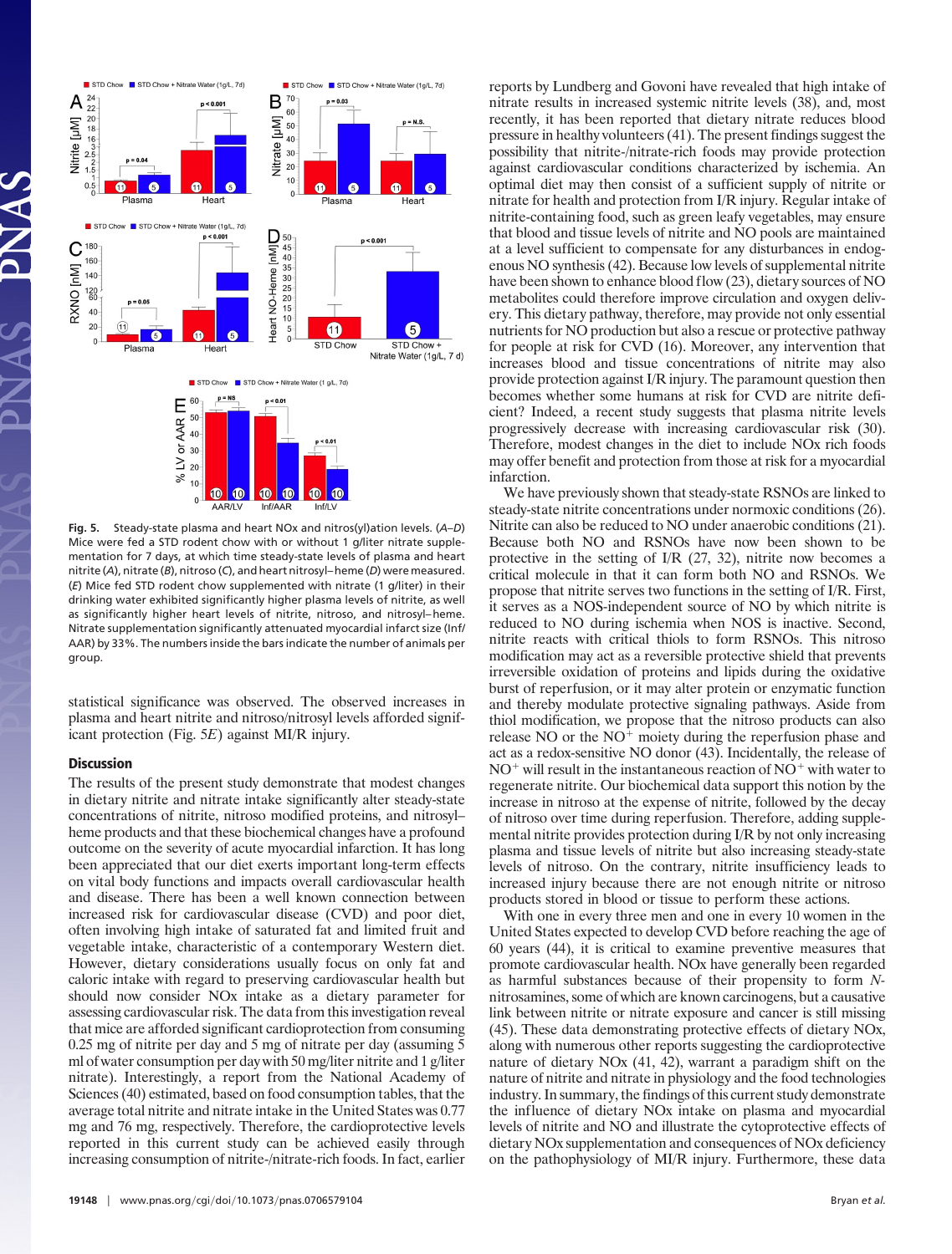■ STD Chow ■ STD Chow + Nitrate Water (1g/L, 7d)

A

Nitrite [μM]

24 22 20 18 16 3 2.5 2 1.5 1 0.5 0

p = 0.04

p < 0.001

11 5 11 5

Plasma Heart

■ STD Chow ■ STD Chow + Nitrate Water (1g/L, 7d)

B

Nitrate [μM]

70 60 50 40 30 20 10 0

p = 0.03

p = N.S.

11 5 11 5

Plasma Heart

■ STD Chow ■ STD Chow + Nitrate Water (1g/L, 7d)

C

RXNO [nM]

180 160 140 120 60 40 20 0

p = 0.05

p < 0.001

11 5 11 5

Plasma Heart

D

Heart NO-Heme [nM]

50 45 40 35 30 25 20 15 10 5 0

p < 0.001

11 5

STD Chow STD Chow + Nitrate Water (1g/L, 7 d)

■ STD Chow ■ STD Chow + Nitrate Water (1 g/L, 7d)

E

% LV or AAR

60 50 40 30 20 10 0

p = NS p < 0.01 p < 0.01

10 10 10 10 10 10

AAR/LV Inf/AAR Inf/LV

**Fig. 5.** Steady-state plasma and heart NOx and nitros(yl)ation levels. (*A–D*) Mice were fed a STD rodent chow with or without 1 g/liter nitrate supplementation for 7 days, at which time steady-state levels of plasma and heart nitrite (*A*), nitrate (*B*), nitroso (*C*), and heart nitrosyl–heme (*D*) were measured. (*E*) Mice fed STD rodent chow supplemented with nitrate (1 g/liter) in their drinking water exhibited significantly higher plasma levels of nitrite, as well as significantly higher heart levels of nitrite, nitroso, and nitrosyl–heme. Nitrate supplementation significantly attenuated myocardial infarct size (Inf/AAR) by 33%. The numbers inside the bars indicate the number of animals per group.

statistical significance was observed. The observed increases in plasma and heart nitrite and nitroso/nitrosyl levels afforded significant protection (Fig. 5*E*) against MI/R injury.

## Discussion

The results of the present study demonstrate that modest changes in dietary nitrite and nitrate intake significantly alter steady-state concentrations of nitrite, nitroso modified proteins, and nitrosyl–heme products and that these biochemical changes have a profound outcome on the severity of acute myocardial infarction. It has long been appreciated that our diet exerts important long-term effects on vital body functions and impacts overall cardiovascular health and disease. There has been a well known connection between increased risk for cardiovascular disease (CVD) and poor diet, often involving high intake of saturated fat and limited fruit and vegetable intake, characteristic of a contemporary Western diet. However, dietary considerations usually focus on only fat and caloric intake with regard to preserving cardiovascular health but should now consider NOx intake as a dietary parameter for assessing cardiovascular risk. The data from this investigation reveal that mice are afforded significant cardioprotection from consuming 0.25 mg of nitrite per day and 5 mg of nitrate per day (assuming 5 ml of water consumption per day with 50 mg/liter nitrite and 1 g/liter nitrate). Interestingly, a report from the National Academy of Sciences (40) estimated, based on food consumption tables, that the average total nitrite and nitrate intake in the United States was 0.77 mg and 76 mg, respectively. Therefore, the cardioprotective levels reported in this current study can be achieved easily through increasing consumption of nitrite-/nitrate-rich foods. In fact, earlier reports by Lundberg and Govoni have revealed that high intake of nitrate results in increased systemic nitrite levels (38), and, most recently, it has been reported that dietary nitrate reduces blood pressure in healthy volunteers (41). The present findings suggest the possibility that nitrite-/nitrate-rich foods may provide protection against cardiovascular conditions characterized by ischemia. An optimal diet may then consist of a sufficient supply of nitrite or nitrate for health and protection from I/R injury. Regular intake of nitrite-containing food, such as green leafy vegetables, may ensure that blood and tissue levels of nitrite and NO pools are maintained at a level sufficient to compensate for any disturbances in endogenous NO synthesis (42). Because low levels of supplemental nitrite have been shown to enhance blood flow (23), dietary sources of NO metabolites could therefore improve circulation and oxygen delivery. This dietary pathway, therefore, may provide not only essential nutrients for NO production but also a rescue or protective pathway for people at risk for CVD (16). Moreover, any intervention that increases blood and tissue concentrations of nitrite may also provide protection against I/R injury. The paramount question then becomes whether some humans at risk for CVD are nitrite deficient? Indeed, a recent study suggests that plasma nitrite levels progressively decrease with increasing cardiovascular risk (30). Therefore, modest changes in the diet to include NOx rich foods may offer benefit and protection from those at risk for a myocardial infarction.

We have previously shown that steady-state RSNOs are linked to steady-state nitrite concentrations under normoxic conditions (26). Nitrite can also be reduced to NO under anaerobic conditions (21). Because both NO and RSNOs have now been shown to be protective in the setting of I/R (27, 32), nitrite now becomes a critical molecule in that it can form both NO and RSNOs. We propose that nitrite serves two functions in the setting of I/R. First, it serves as a NOS-independent source of NO by which nitrite is reduced to NO during ischemia when NOS is inactive. Second, nitrite reacts with critical thiols to form RSNOs. This nitroso modification may act as a reversible protective shield that prevents irreversible oxidation of proteins and lipids during the oxidative burst of reperfusion, or it may alter protein or enzymatic function and thereby modulate protective signaling pathways. Aside from thiol modification, we propose that the nitroso products can also release NO or the $NO^+$ moiety during the reperfusion phase and act as a redox-sensitive NO donor (43). Incidentally, the release of $NO^+$ will result in the instantaneous reaction of $NO^+$ with water to regenerate nitrite. Our biochemical data support this notion by the increase in nitroso at the expense of nitrite, followed by the decay of nitroso over time during reperfusion. Therefore, adding supplemental nitrite provides protection during I/R by not only increasing plasma and tissue levels of nitrite but also increasing steady-state levels of nitroso. On the contrary, nitrite insufficiency leads to increased injury because there are not enough nitrite or nitroso products stored in blood or tissue to perform these actions.

With one in every three men and one in every 10 women in the United States expected to develop CVD before reaching the age of 60 years (44), it is critical to examine preventive measures that promote cardiovascular health. NOx have generally been regarded as harmful substances because of their propensity to form *N*-nitrosamines, some of which are known carcinogens, but a causative link between nitrite or nitrate exposure and cancer is still missing (45). These data demonstrating protective effects of dietary NOx, along with numerous other reports suggesting the cardioprotective nature of dietary NOx (41, 42), warrant a paradigm shift on the nature of nitrite and nitrate in physiology and the food technologies industry. In summary, the findings of this current study demonstrate the influence of dietary NOx intake on plasma and myocardial levels of nitrite and NO and illustrate the cytoprotective effects of dietary NOx supplementation and consequences of NOx deficiency on the pathophysiology of MI/R injury. Furthermore, these data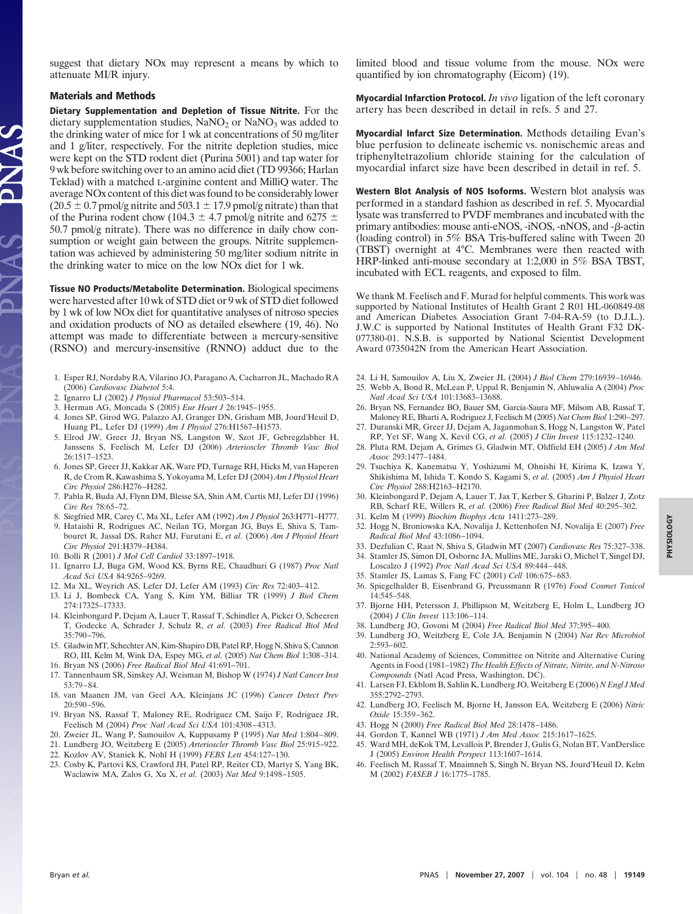suggest that dietary NOx may represent a means by which to attenuate MI/R injury.

## Materials and Methods

**Dietary Supplementation and Depletion of Tissue Nitrite.** For the dietary supplementation studies, $NaNO_2$ or $NaNO_3$ was added to the drinking water of mice for 1 wk at concentrations of 50 mg/liter and 1 g/liter, respectively. For the nitrite depletion studies, mice were kept on the STD rodent diet (Purina 5001) and tap water for 9 wk before switching over to an amino acid diet (TD 99366; Harlan Teklad) with a matched L-arginine content and MilliQ water. The average NOx content of this diet was found to be considerably lower ($20.5 \pm 0.7$ pmol/g nitrite and $503.1 \pm 17.9$ pmol/g nitrate) than that of the Purina rodent chow ($104.3 \pm 4.7$ pmol/g nitrite and $6275 \pm 50.7$ pmol/g nitrate). There was no difference in daily chow consumption or weight gain between the groups. Nitrite supplementation was achieved by administering 50 mg/liter sodium nitrite in the drinking water to mice on the low NOx diet for 1 wk.

**Tissue NO Products/Metabolite Determination.** Biological specimens were harvested after 10 wk of STD diet or 9 wk of STD diet followed by 1 wk of low NOx diet for quantitative analyses of nitroso species and oxidation products of NO as detailed elsewhere (19, 46). No attempt was made to differentiate between a mercury-sensitive (RSNO) and mercury-insensitive (RNNO) adduct due to the limited blood and tissue volume from the mouse. NOx were quantified by ion chromatography (Eicom) (19).

**Myocardial Infarction Protocol.** *In vivo* ligation of the left coronary artery has been described in detail in refs. 5 and 27.

**Myocardial Infarct Size Determination.** Methods detailing Evan's blue perfusion to delineate ischemic vs. nonischemic areas and triphenyltetrazolium chloride staining for the calculation of myocardial infarct size have been described in detail in ref. 5.

**Western Blot Analysis of NOS Isoforms.** Western blot analysis was performed in a standard fashion as described in ref. 5. Myocardial lysate was transferred to PVDF membranes and incubated with the primary antibodies: mouse anti-eNOS, -iNOS, -nNOS, and -β-actin (loading control) in 5% BSA Tris-buffered saline with Tween 20 (TBST) overnight at 4°C. Membranes were then reacted with HRP-linked anti-mouse secondary at 1:2,000 in 5% BSA TBST, incubated with ECL reagents, and exposed to film.

We thank M. Feelisch and F. Murad for helpful comments. This work was supported by National Institutes of Health Grant 2 R01 HL-060849-08 and American Diabetes Association Grant 7-04-RA-59 (to D.J.L.). J.W.C is supported by National Institutes of Health Grant F32 DK-077380-01. N.S.B. is supported by National Scientist Development Award 0735042N from the American Heart Association.

1. Esper RJ, Nordaby RA, Vilarino JO, Paragano A, Cacharron JL, Machado RA (2006) *Cardiovasc Diabetol* 5:4.
2. Ignarro LJ (2002) *J Physiol Pharmacol* 53:503–514.
3. Herman AG, Moncada S (2005) *Eur Heart J* 26:1945–1955.
4. Jones SP, Girod WG, Palazzo AJ, Granger DN, Grisham MB, Jourd'Heuil D, Huang PL, Lefer DJ (1999) *Am J Physiol* 276:H1567–H1573.
5. Elrod JW, Greer JJ, Bryan NS, Langston W, Szot JF, Gebregzlabher H, Janssens S, Feelisch M, Lefer DJ (2006) *Arterioscler Thromb Vasc Biol* 26:1517–1523.
6. Jones SP, Greer JJ, Kakkar AK, Ware PD, Turnage RH, Hicks M, van Haperen R, de Crom R, Kawashima S, Yokoyama M, Lefer DJ (2004) *Am J Physiol Heart Circ Physiol* 286:H276–H282.
7. Pabla R, Buda AJ, Flynn DM, Blesse SA, Shin AM, Curtis MJ, Lefer DJ (1996) *Circ Res* 78:65–72.
8. Siegfried MR, Carey C, Ma XL, Lefer AM (1992) *Am J Physiol* 263:H771–H777.
9. Hataishi R, Rodrigues AC, Neilan TG, Morgan JG, Buys E, Shiva S, Tambouret R, Jassal DS, Raher MJ, Furutani E, *et al.* (2006) *Am J Physiol Heart Circ Physiol* 291:H379–H384.
10. Bolli R (2001) *J Mol Cell Cardiol* 33:1897–1918.
11. Ignarro LJ, Buga GM, Wood KS, Byrns RE, Chaudhuri G (1987) *Proc Natl Acad Sci USA* 84:9265–9269.
12. Ma XL, Weyrich AS, Lefer DJ, Lefer AM (1993) *Circ Res* 72:403–412.
13. Li J, Bombeck CA, Yang S, Kim YM, Billiar TR (1999) *J Biol Chem* 274:17325–17333.
14. Kleinbongard P, Dejam A, Lauer T, Rassaf T, Schindler A, Picker O, Scheeren T, Godecke A, Schrader J, Schulz R, *et al.* (2003) *Free Radical Biol Med* 35:790–796.
15. Gladwin MT, Schechter AN, Kim-Shapiro DB, Patel RP, Hogg N, Shiva S, Cannon RO, III, Kelm M, Wink DA, Espey MG, *et al.* (2005) *Nat Chem Biol* 1:308–314.
16. Bryan NS (2006) *Free Radical Biol Med* 41:691–701.
17. Tannenbaum SR, Sinskey AJ, Weisman M, Bishop W (1974) *J Natl Cancer Inst* 53:79–84.
18. van Maanen JM, van Geel AA, Kleinjans JC (1996) *Cancer Detect Prev* 20:590–596.
19. Bryan NS, Rassaf T, Maloney RE, Rodriguez CM, Saijo F, Rodriguez JR, Feelisch M (2004) *Proc Natl Acad Sci USA* 101:4308–4313.
20. Zweier JL, Wang P, Samouilov A, Kuppusamy P (1995) *Nat Med* 1:804–809.
21. Lundberg JO, Weitzberg E (2005) *Arterioscler Thromb Vasc Biol* 25:915–922.
22. Kozlov AV, Staniek K, Nohl H (1999) *FEBS Lett* 454:127–130.
23. Cosby K, Partovi KS, Crawford JH, Patel RP, Reiter CD, Martyr S, Yang BK, Waclawiw MA, Zalos G, Xu X, *et al.* (2003) *Nat Med* 9:1498–1505.
24. Li H, Samouilov A, Liu X, Zweier JL (2004) *J Biol Chem* 279:16939–16946.
25. Webb A, Bond R, McLean P, Uppal R, Benjamin N, Ahluwalia A (2004) *Proc Natl Acad Sci USA* 101:13683–13688.
26. Bryan NS, Fernandez BO, Bauer SM, Garcia-Saura MF, Milsom AB, Rassaf T, Maloney RE, Bharti A, Rodriguez J, Feelisch M (2005) *Nat Chem Biol* 1:290–297.
27. Duranski MR, Greer JJ, Dejam A, Jaganmohan S, Hogg N, Langston W, Patel RP, Yet SF, Wang X, Kevil CG, *et al.* (2005) *J Clin Invest* 115:1232–1240.
28. Pluta RM, Dejam A, Grimes G, Gladwin MT, Oldfield EH (2005) *J Am Med Assoc* 293:1477–1484.
29. Tsuchiya K, Kanematsu Y, Yoshizumi M, Ohnishi H, Kirima K, Izawa Y, Shikishima M, Ishida T, Kondo S, Kagami S, *et al.* (2005) *Am J Physiol Heart Circ Physiol* 288:H2163–H2170.
30. Kleinbongard P, Dejam A, Lauer T, Jax T, Kerber S, Gharini P, Balzer J, Zotz RB, Scharf RE, Willers R, *et al.* (2006) *Free Radical Biol Med* 40:295–302.
31. Kelm M (1999) *Biochim Biophys Acta* 1411:273–289.
32. Hogg N, Broniowska KA, Novalija J, Kettenhofen NJ, Novalija E (2007) *Free Radical Biol Med* 43:1086–1094.
33. Dezfulian C, Raat N, Shiva S, Gladwin MT (2007) *Cardiovasc Res* 75:327–338.
34. Stamler JS, Simon DI, Osborne JA, Mullins ME, Jaraki O, Michel T, Singel DJ, Loscalzo J (1992) *Proc Natl Acad Sci USA* 89:444–448.
35. Stamler JS, Lamas S, Fang FC (2001) *Cell* 106:675–683.
36. Spiegelhalder B, Eisenbrand G, Preussmann R (1976) *Food Cosmet Toxicol* 14:545–548.
37. Bjorne HH, Petersson J, Phillipson M, Weitzberg E, Holm L, Lundberg JO (2004) *J Clin Invest* 113:106–114.
38. Lundberg JO, Govoni M (2004) *Free Radical Biol Med* 37:395–400.
39. Lundberg JO, Weitzberg E, Cole JA, Benjamin N (2004) *Nat Rev Microbiol* 2:593–602.
40. National Academy of Sciences, Committee on Nitrite and Alternative Curing Agents in Food (1981–1982) *The Health Effects of Nitrate, Nitrite, and N-Nitroso Compounds* (Natl Acad Press, Washington, DC).
41. Larsen FJ, Ekblom B, Sahlin K, Lundberg JO, Weitzberg E (2006) *N Engl J Med* 355:2792–2793.
42. Lundberg JO, Feelisch M, Bjorne H, Jansson EA, Weitzberg E (2006) *Nitric Oxide* 15:359–362.
43. Hogg N (2000) *Free Radical Biol Med* 28:1478–1486.
44. Gordon T, Kannel WB (1971) *J Am Med Assoc* 215:1617–1625.
45. Ward MH, deKok TM, Levallois P, Brender J, Gulis G, Nolan BT, VanDerslice J (2005) *Environ Health Perspect* 113:1607–1614.
46. Feelisch M, Rassaf T, Mnaimneh S, Singh N, Bryan NS, Jourd'Heuil D, Kelm M (2002) *FASEB J* 16:1775–1785.